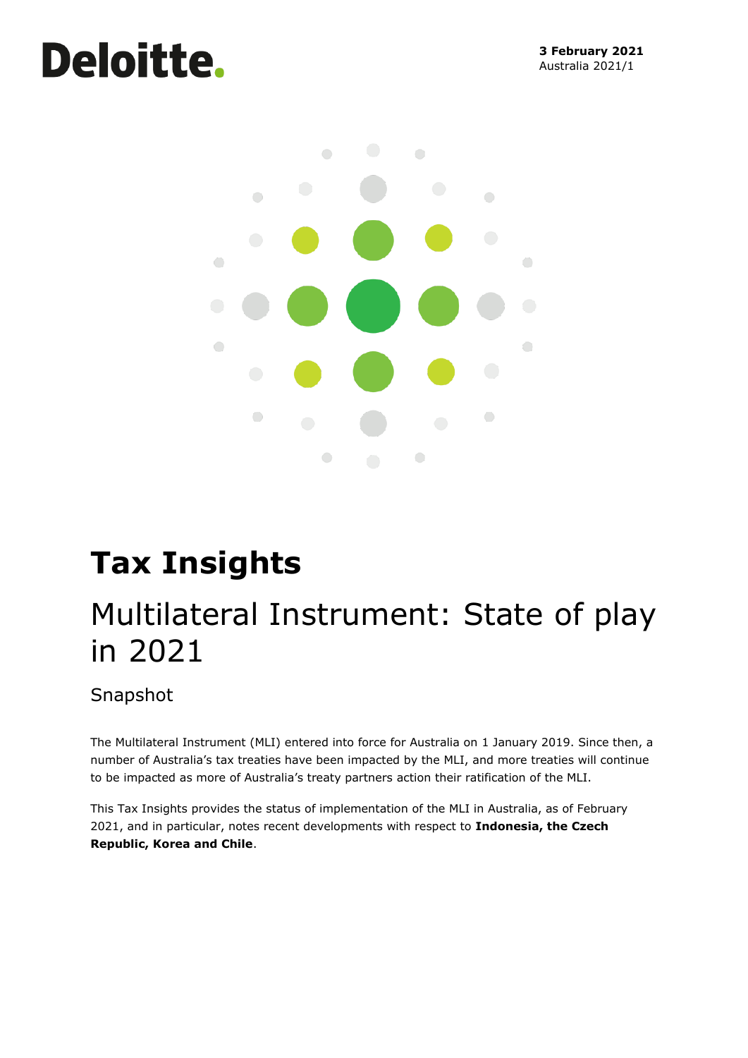Deloitte.

**3 February 2021**
Australia 2021/1

# Tax Insights

## Multilateral Instrument: State of play in 2021

### Snapshot

The Multilateral Instrument (MLI) entered into force for Australia on 1 January 2019. Since then, a number of Australia's tax treaties have been impacted by the MLI, and more treaties will continue to be impacted as more of Australia's treaty partners action their ratification of the MLI.

This Tax Insights provides the status of implementation of the MLI in Australia, as of February 2021, and in particular, notes recent developments with respect to **Indonesia, the Czech Republic, Korea and Chile**.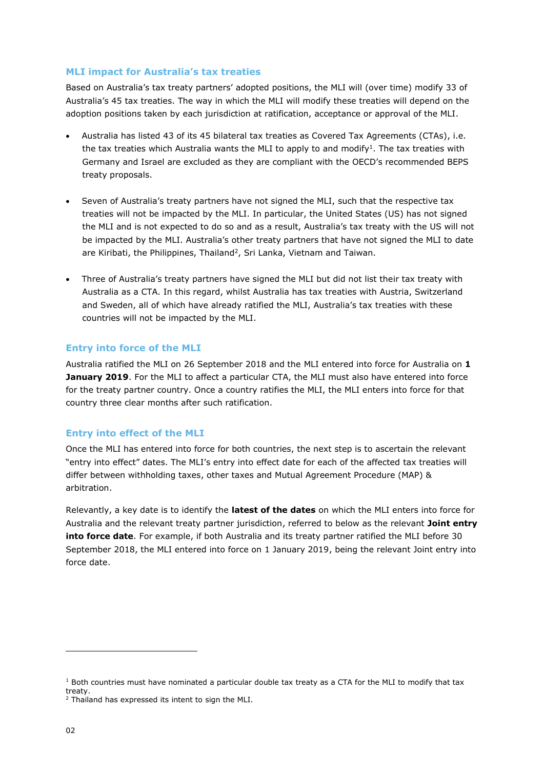## MLI impact for Australia's tax treaties

Based on Australia's tax treaty partners' adopted positions, the MLI will (over time) modify 33 of Australia's 45 tax treaties. The way in which the MLI will modify these treaties will depend on the adoption positions taken by each jurisdiction at ratification, acceptance or approval of the MLI.

- Australia has listed 43 of its 45 bilateral tax treaties as Covered Tax Agreements (CTAs), i.e. the tax treaties which Australia wants the MLI to apply to and modify[1]. The tax treaties with Germany and Israel are excluded as they are compliant with the OECD's recommended BEPS treaty proposals.

- Seven of Australia's treaty partners have not signed the MLI, such that the respective tax treaties will not be impacted by the MLI. In particular, the United States (US) has not signed the MLI and is not expected to do so and as a result, Australia's tax treaty with the US will not be impacted by the MLI. Australia's other treaty partners that have not signed the MLI to date are Kiribati, the Philippines, Thailand[2], Sri Lanka, Vietnam and Taiwan.

- Three of Australia's treaty partners have signed the MLI but did not list their tax treaty with Australia as a CTA. In this regard, whilst Australia has tax treaties with Austria, Switzerland and Sweden, all of which have already ratified the MLI, Australia's tax treaties with these countries will not be impacted by the MLI.

## Entry into force of the MLI

Australia ratified the MLI on 26 September 2018 and the MLI entered into force for Australia on **1 January 2019**. For the MLI to affect a particular CTA, the MLI must also have entered into force for the treaty partner country. Once a country ratifies the MLI, the MLI enters into force for that country three clear months after such ratification.

## Entry into effect of the MLI

Once the MLI has entered into force for both countries, the next step is to ascertain the relevant "entry into effect" dates. The MLI's entry into effect date for each of the affected tax treaties will differ between withholding taxes, other taxes and Mutual Agreement Procedure (MAP) & arbitration.

Relevantly, a key date is to identify the **latest of the dates** on which the MLI enters into force for Australia and the relevant treaty partner jurisdiction, referred to below as the relevant **Joint entry into force date**. For example, if both Australia and its treaty partner ratified the MLI before 30 September 2018, the MLI entered into force on 1 January 2019, being the relevant Joint entry into force date.

---

[1] Both countries must have nominated a particular double tax treaty as a CTA for the MLI to modify that tax treaty.

[2] Thailand has expressed its intent to sign the MLI.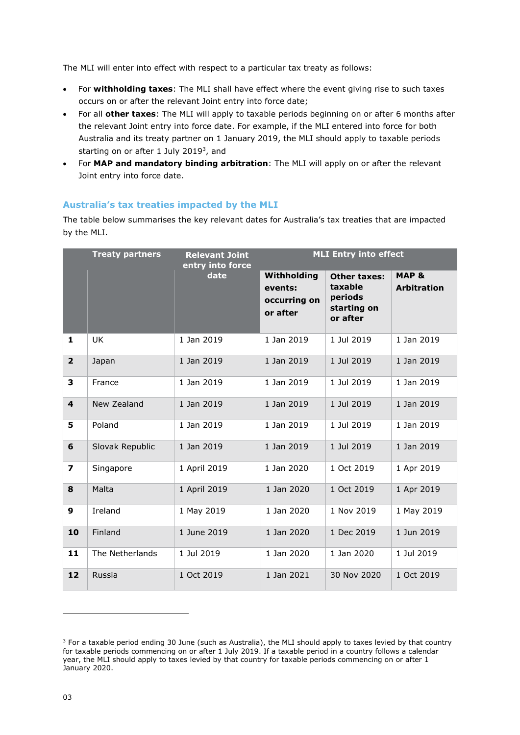The MLI will enter into effect with respect to a particular tax treaty as follows:

- For **withholding taxes**: The MLI shall have effect where the event giving rise to such taxes occurs on or after the relevant Joint entry into force date;
- For all **other taxes**: The MLI will apply to taxable periods beginning on or after 6 months after the relevant Joint entry into force date. For example, if the MLI entered into force for both Australia and its treaty partner on 1 January 2019, the MLI should apply to taxable periods starting on or after 1 July 2019[3], and
- For **MAP and mandatory binding arbitration**: The MLI will apply on or after the relevant Joint entry into force date.

## Australia's tax treaties impacted by the MLI

The table below summarises the key relevant dates for Australia's tax treaties that are impacted by the MLI.

| | Treaty partners | Relevant Joint entry into force date | MLI Entry into effect | | |
|---|---|---|---|---|---|
| | | | Withholding events: occurring on or after | Other taxes: taxable periods starting on or after | MAP & Arbitration |
| **1** | UK | 1 Jan 2019 | 1 Jan 2019 | 1 Jul 2019 | 1 Jan 2019 |
| **2** | Japan | 1 Jan 2019 | 1 Jan 2019 | 1 Jul 2019 | 1 Jan 2019 |
| **3** | France | 1 Jan 2019 | 1 Jan 2019 | 1 Jul 2019 | 1 Jan 2019 |
| **4** | New Zealand | 1 Jan 2019 | 1 Jan 2019 | 1 Jul 2019 | 1 Jan 2019 |
| **5** | Poland | 1 Jan 2019 | 1 Jan 2019 | 1 Jul 2019 | 1 Jan 2019 |
| **6** | Slovak Republic | 1 Jan 2019 | 1 Jan 2019 | 1 Jul 2019 | 1 Jan 2019 |
| **7** | Singapore | 1 April 2019 | 1 Jan 2020 | 1 Oct 2019 | 1 Apr 2019 |
| **8** | Malta | 1 April 2019 | 1 Jan 2020 | 1 Oct 2019 | 1 Apr 2019 |
| **9** | Ireland | 1 May 2019 | 1 Jan 2020 | 1 Nov 2019 | 1 May 2019 |
| **10** | Finland | 1 June 2019 | 1 Jan 2020 | 1 Dec 2019 | 1 Jun 2019 |
| **11** | The Netherlands | 1 Jul 2019 | 1 Jan 2020 | 1 Jan 2020 | 1 Jul 2019 |
| **12** | Russia | 1 Oct 2019 | 1 Jan 2021 | 30 Nov 2020 | 1 Oct 2019 |

[3] For a taxable period ending 30 June (such as Australia), the MLI should apply to taxes levied by that country for taxable periods commencing on or after 1 July 2019. If a taxable period in a country follows a calendar year, the MLI should apply to taxes levied by that country for taxable periods commencing on or after 1 January 2020.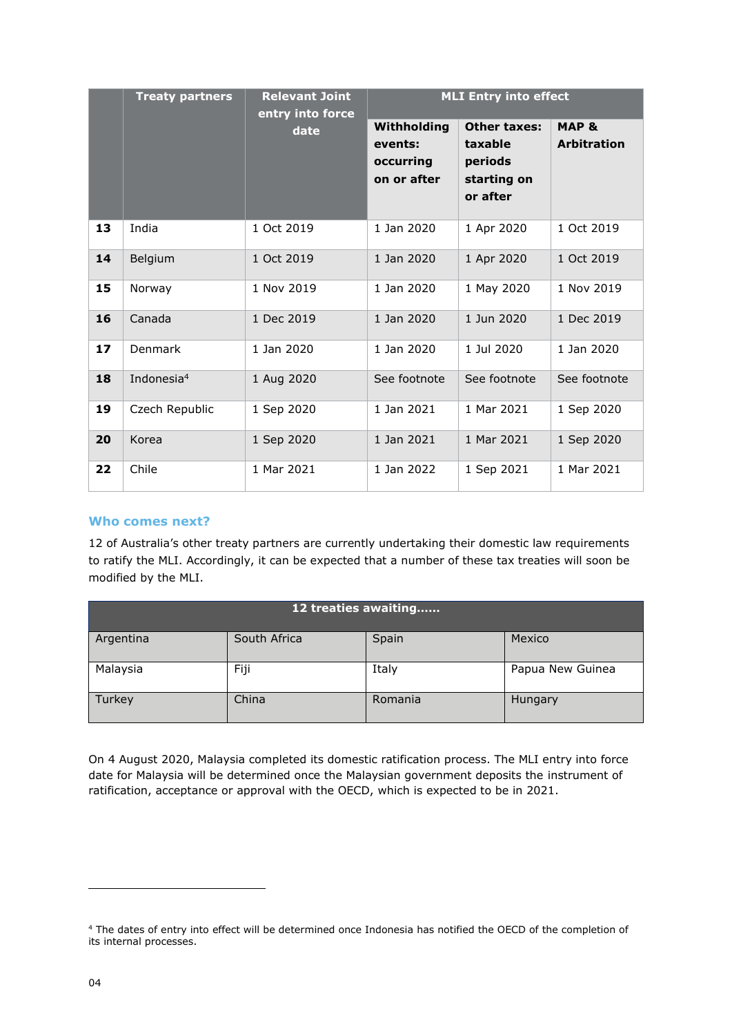| | Treaty partners | Relevant Joint entry into force date | MLI Entry into effect | | |
|---|---|---|---|---|---|
| | | | Withholding events: occurring on or after | Other taxes: taxable periods starting on or after | MAP & Arbitration |
| **13** | India | 1 Oct 2019 | 1 Jan 2020 | 1 Apr 2020 | 1 Oct 2019 |
| **14** | Belgium | 1 Oct 2019 | 1 Jan 2020 | 1 Apr 2020 | 1 Oct 2019 |
| **15** | Norway | 1 Nov 2019 | 1 Jan 2020 | 1 May 2020 | 1 Nov 2019 |
| **16** | Canada | 1 Dec 2019 | 1 Jan 2020 | 1 Jun 2020 | 1 Dec 2019 |
| **17** | Denmark | 1 Jan 2020 | 1 Jan 2020 | 1 Jul 2020 | 1 Jan 2020 |
| **18** | Indonesia[4] | 1 Aug 2020 | See footnote | See footnote | See footnote |
| **19** | Czech Republic | 1 Sep 2020 | 1 Jan 2021 | 1 Mar 2021 | 1 Sep 2020 |
| **20** | Korea | 1 Sep 2020 | 1 Jan 2021 | 1 Mar 2021 | 1 Sep 2020 |
| **22** | Chile | 1 Mar 2021 | 1 Jan 2022 | 1 Sep 2021 | 1 Mar 2021 |

## Who comes next?

12 of Australia's other treaty partners are currently undertaking their domestic law requirements to ratify the MLI. Accordingly, it can be expected that a number of these tax treaties will soon be modified by the MLI.

| 12 treaties awaiting…… | | | |
|---|---|---|---|
| Argentina | South Africa | Spain | Mexico |
| Malaysia | Fiji | Italy | Papua New Guinea |
| Turkey | China | Romania | Hungary |

On 4 August 2020, Malaysia completed its domestic ratification process. The MLI entry into force date for Malaysia will be determined once the Malaysian government deposits the instrument of ratification, acceptance or approval with the OECD, which is expected to be in 2021.

---

[4] The dates of entry into effect will be determined once Indonesia has notified the OECD of the completion of its internal processes.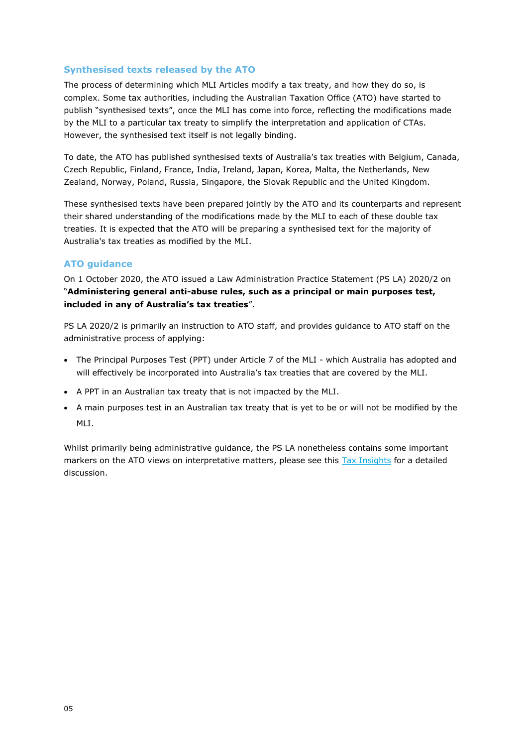## Synthesised texts released by the ATO

The process of determining which MLI Articles modify a tax treaty, and how they do so, is complex. Some tax authorities, including the Australian Taxation Office (ATO) have started to publish "synthesised texts", once the MLI has come into force, reflecting the modifications made by the MLI to a particular tax treaty to simplify the interpretation and application of CTAs. However, the synthesised text itself is not legally binding.

To date, the ATO has published synthesised texts of Australia's tax treaties with Belgium, Canada, Czech Republic, Finland, France, India, Ireland, Japan, Korea, Malta, the Netherlands, New Zealand, Norway, Poland, Russia, Singapore, the Slovak Republic and the United Kingdom.

These synthesised texts have been prepared jointly by the ATO and its counterparts and represent their shared understanding of the modifications made by the MLI to each of these double tax treaties. It is expected that the ATO will be preparing a synthesised text for the majority of Australia's tax treaties as modified by the MLI.

## ATO guidance

On 1 October 2020, the ATO issued a Law Administration Practice Statement (PS LA) 2020/2 on "**Administering general anti-abuse rules, such as a principal or main purposes test, included in any of Australia's tax treaties**".

PS LA 2020/2 is primarily an instruction to ATO staff, and provides guidance to ATO staff on the administrative process of applying:

- The Principal Purposes Test (PPT) under Article 7 of the MLI - which Australia has adopted and will effectively be incorporated into Australia's tax treaties that are covered by the MLI.
- A PPT in an Australian tax treaty that is not impacted by the MLI.
- A main purposes test in an Australian tax treaty that is yet to be or will not be modified by the MLI.

Whilst primarily being administrative guidance, the PS LA nonetheless contains some important markers on the ATO views on interpretative matters, please see this Tax Insights for a detailed discussion.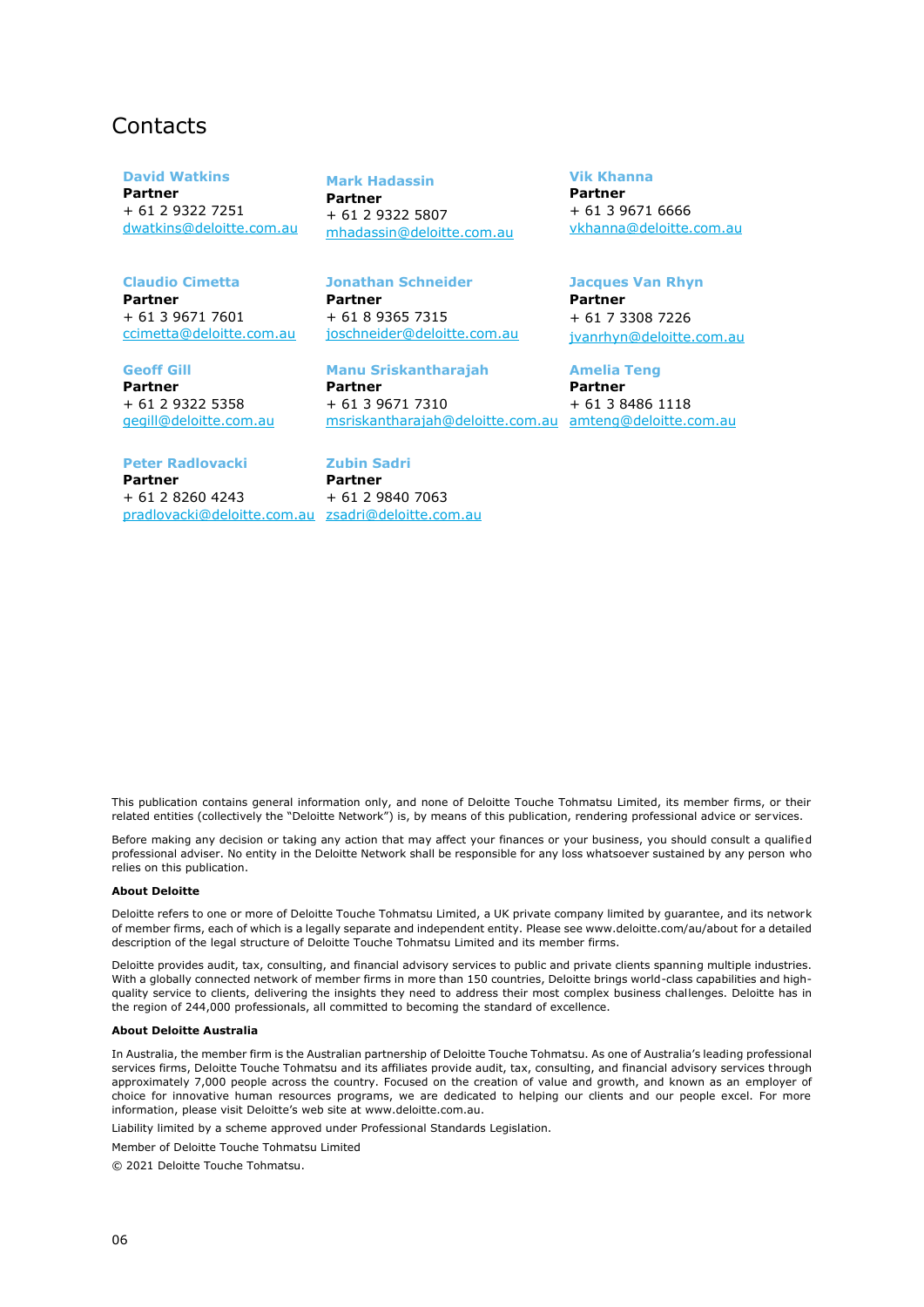# Contacts

**David Watkins**
**Partner**
+ 61 2 9322 7251
dwatkins@deloitte.com.au

**Mark Hadassin**
**Partner**
+ 61 2 9322 5807
mhadassin@deloitte.com.au

**Vik Khanna**
**Partner**
+ 61 3 9671 6666
vkhanna@deloitte.com.au

**Claudio Cimetta**
**Partner**
+ 61 3 9671 7601
ccimetta@deloitte.com.au

**Jonathan Schneider**
**Partner**
+ 61 8 9365 7315
joschneider@deloitte.com.au

**Jacques Van Rhyn**
**Partner**
+ 61 7 3308 7226
jvanrhyn@deloitte.com.au

**Geoff Gill**
**Partner**
+ 61 2 9322 5358
gegill@deloitte.com.au

**Manu Sriskantharajah**
**Partner**
+ 61 3 9671 7310
msriskantharajah@deloitte.com.au

**Amelia Teng**
**Partner**
+ 61 3 8486 1118
amteng@deloitte.com.au

**Peter Radlovacki**
**Partner**
+ 61 2 8260 4243
pradlovacki@deloitte.com.au

**Zubin Sadri**
**Partner**
+ 61 2 9840 7063
zsadri@deloitte.com.au

This publication contains general information only, and none of Deloitte Touche Tohmatsu Limited, its member firms, or their related entities (collectively the "Deloitte Network") is, by means of this publication, rendering professional advice or services.

Before making any decision or taking any action that may affect your finances or your business, you should consult a qualified professional adviser. No entity in the Deloitte Network shall be responsible for any loss whatsoever sustained by any person who relies on this publication.

**About Deloitte**

Deloitte refers to one or more of Deloitte Touche Tohmatsu Limited, a UK private company limited by guarantee, and its network of member firms, each of which is a legally separate and independent entity. Please see www.deloitte.com/au/about for a detailed description of the legal structure of Deloitte Touche Tohmatsu Limited and its member firms.

Deloitte provides audit, tax, consulting, and financial advisory services to public and private clients spanning multiple industries. With a globally connected network of member firms in more than 150 countries, Deloitte brings world-class capabilities and high-quality service to clients, delivering the insights they need to address their most complex business challenges. Deloitte has in the region of 244,000 professionals, all committed to becoming the standard of excellence.

**About Deloitte Australia**

In Australia, the member firm is the Australian partnership of Deloitte Touche Tohmatsu. As one of Australia's leading professional services firms, Deloitte Touche Tohmatsu and its affiliates provide audit, tax, consulting, and financial advisory services through approximately 7,000 people across the country. Focused on the creation of value and growth, and known as an employer of choice for innovative human resources programs, we are dedicated to helping our clients and our people excel. For more information, please visit Deloitte's web site at www.deloitte.com.au.

Liability limited by a scheme approved under Professional Standards Legislation.

Member of Deloitte Touche Tohmatsu Limited

© 2021 Deloitte Touche Tohmatsu.